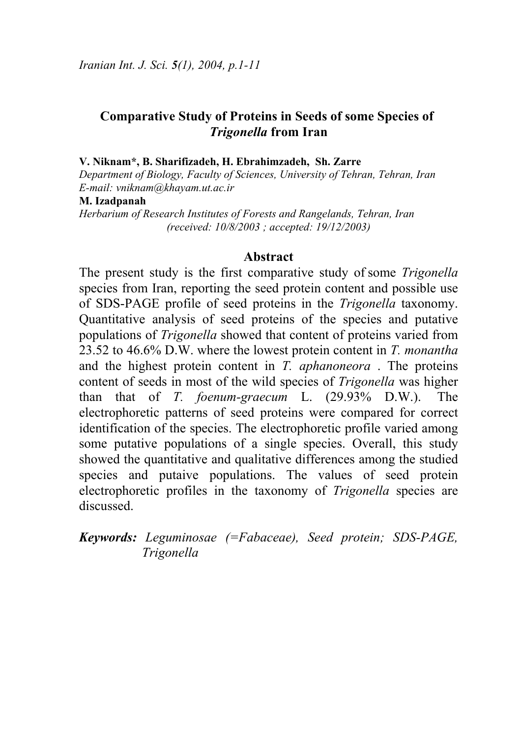# Comparative Study of Proteins in Seeds of some Species of *Trigonella* from Iran

**V. Niknam\*, B. Sharifizadeh, H. Ebrahimzadeh, Sh. Zarre**

*Department of Biology, Faculty of Sciences, University of Tehran, Tehran, Iran*

*E-mail: vniknam@khayam.ut.ac.ir*

**M. Izadpanah**

*Herbarium of Research Institutes of Forests and Rangelands, Tehran, Iran*

*(received: 10/8/2003 ; accepted: 19/12/2003)*

## Abstract

The present study is the first comparative study of some *Trigonella* species from Iran, reporting the seed protein content and possible use of SDS-PAGE profile of seed proteins in the *Trigonella* taxonomy. Quantitative analysis of seed proteins of the species and putative populations of *Trigonella* showed that content of proteins varied from 23.52 to 46.6% D.W. where the lowest protein content in *T. monantha* and the highest protein content in *T. aphanoneora* . The proteins content of seeds in most of the wild species of *Trigonella* was higher than that of *T. foenum-graecum* L. (29.93% D.W.). The electrophoretic patterns of seed proteins were compared for correct identification of the species. The electrophoretic profile varied among some putative populations of a single species. Overall, this study showed the quantitative and qualitative differences among the studied species and putaive populations. The values of seed protein electrophoretic profiles in the taxonomy of *Trigonella* species are discussed.

***Keywords:*** *Leguminosae (=Fabaceae), Seed protein; SDS-PAGE, Trigonella*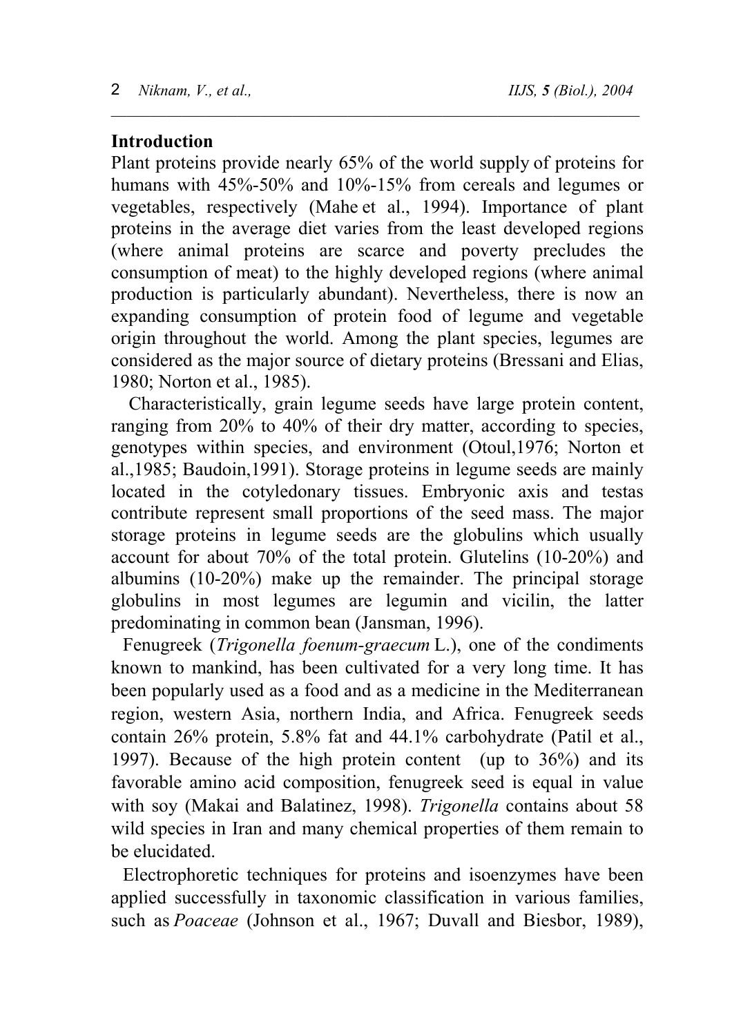## Introduction

Plant proteins provide nearly 65% of the world supply of proteins for humans with 45%-50% and 10%-15% from cereals and legumes or vegetables, respectively (Mahe et al., 1994). Importance of plant proteins in the average diet varies from the least developed regions (where animal proteins are scarce and poverty precludes the consumption of meat) to the highly developed regions (where animal production is particularly abundant). Nevertheless, there is now an expanding consumption of protein food of legume and vegetable origin throughout the world. Among the plant species, legumes are considered as the major source of dietary proteins (Bressani and Elias, 1980; Norton et al., 1985).

Characteristically, grain legume seeds have large protein content, ranging from 20% to 40% of their dry matter, according to species, genotypes within species, and environment (Otoul,1976; Norton et al.,1985; Baudoin,1991). Storage proteins in legume seeds are mainly located in the cotyledonary tissues. Embryonic axis and testas contribute represent small proportions of the seed mass. The major storage proteins in legume seeds are the globulins which usually account for about 70% of the total protein. Glutelins (10-20%) and albumins (10-20%) make up the remainder. The principal storage globulins in most legumes are legumin and vicilin, the latter predominating in common bean (Jansman, 1996).

Fenugreek (*Trigonella foenum-graecum* L.), one of the condiments known to mankind, has been cultivated for a very long time. It has been popularly used as a food and as a medicine in the Mediterranean region, western Asia, northern India, and Africa. Fenugreek seeds contain 26% protein, 5.8% fat and 44.1% carbohydrate (Patil et al., 1997). Because of the high protein content (up to 36%) and its favorable amino acid composition, fenugreek seed is equal in value with soy (Makai and Balatinez, 1998). *Trigonella* contains about 58 wild species in Iran and many chemical properties of them remain to be elucidated.

Electrophoretic techniques for proteins and isoenzymes have been applied successfully in taxonomic classification in various families, such as *Poaceae* (Johnson et al., 1967; Duvall and Biesbor, 1989),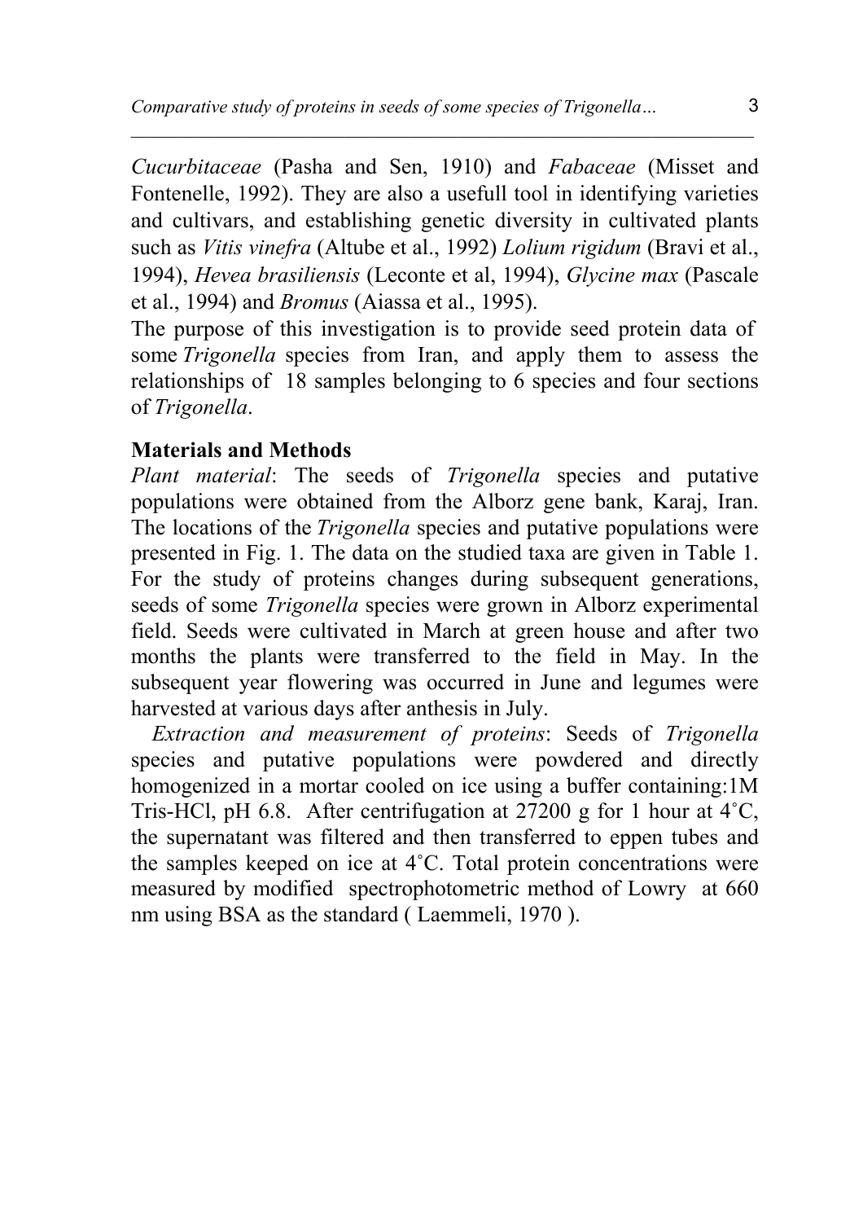*Cucurbitaceae* (Pasha and Sen, 1910) and *Fabaceae* (Misset and Fontenelle, 1992). They are also a usefull tool in identifying varieties and cultivars, and establishing genetic diversity in cultivated plants such as *Vitis vinefra* (Altube et al., 1992) *Lolium rigidum* (Bravi et al., 1994), *Hevea brasiliensis* (Leconte et al, 1994), *Glycine max* (Pascale et al., 1994) and *Bromus* (Aiassa et al., 1995).

The purpose of this investigation is to provide seed protein data of some *Trigonella* species from Iran, and apply them to assess the relationships of 18 samples belonging to 6 species and four sections of *Trigonella*.

## Materials and Methods

*Plant material*: The seeds of *Trigonella* species and putative populations were obtained from the Alborz gene bank, Karaj, Iran. The locations of the *Trigonella* species and putative populations were presented in Fig. 1. The data on the studied taxa are given in Table 1. For the study of proteins changes during subsequent generations, seeds of some *Trigonella* species were grown in Alborz experimental field. Seeds were cultivated in March at green house and after two months the plants were transferred to the field in May. In the subsequent year flowering was occurred in June and legumes were harvested at various days after anthesis in July.

*Extraction and measurement of proteins*: Seeds of *Trigonella* species and putative populations were powdered and directly homogenized in a mortar cooled on ice using a buffer containing:1M Tris-HCl, pH 6.8. After centrifugation at 27200 g for 1 hour at 4˚C, the supernatant was filtered and then transferred to eppen tubes and the samples keeped on ice at 4˚C. Total protein concentrations were measured by modified spectrophotometric method of Lowry at 660 nm using BSA as the standard ( Laemmeli, 1970 ).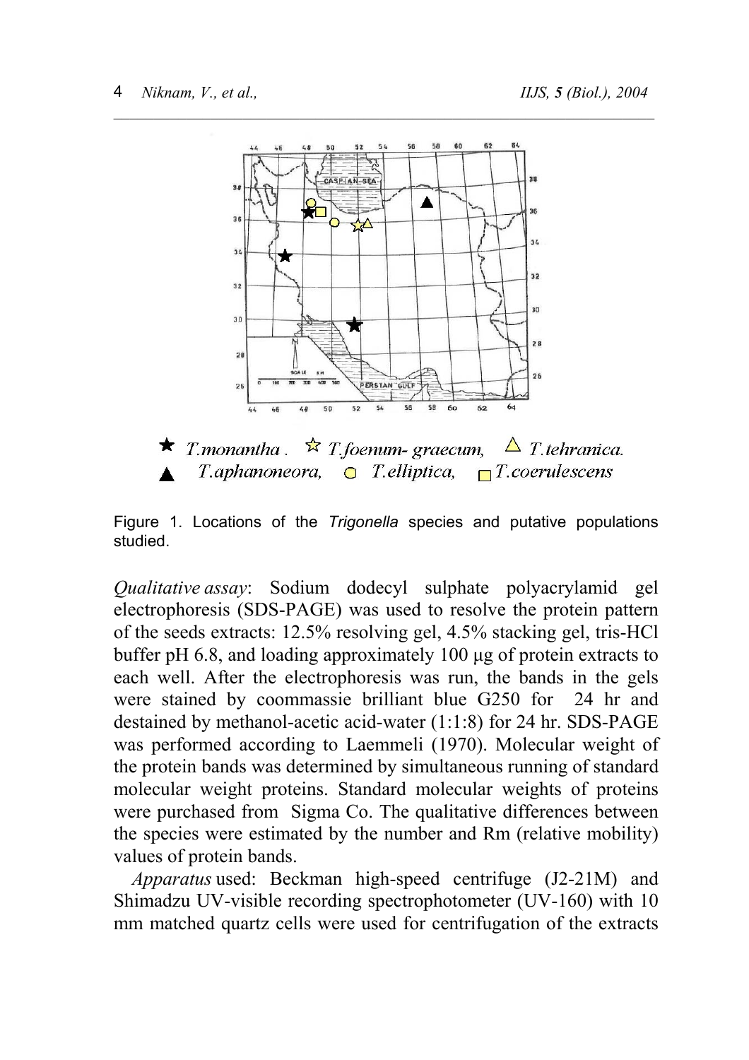★ *T.monantha*. ☆ *T.foenum- graecum*, △ *T.tehranica*.
▲ *T.aphanoneora*, ○ *T.elliptica*, □ *T.coerulescens*

Figure 1. Locations of the *Trigonella* species and putative populations studied.

*Qualitative assay*: Sodium dodecyl sulphate polyacrylamid gel electrophoresis (SDS-PAGE) was used to resolve the protein pattern of the seeds extracts: 12.5% resolving gel, 4.5% stacking gel, tris-HCl buffer pH 6.8, and loading approximately 100 µg of protein extracts to each well. After the electrophoresis was run, the bands in the gels were stained by coommassie brilliant blue G250 for 24 hr and destained by methanol-acetic acid-water (1:1:8) for 24 hr. SDS-PAGE was performed according to Laemmeli (1970). Molecular weight of the protein bands was determined by simultaneous running of standard molecular weight proteins. Standard molecular weights of proteins were purchased from Sigma Co. The qualitative differences between the species were estimated by the number and Rm (relative mobility) values of protein bands.

*Apparatus* used: Beckman high-speed centrifuge (J2-21M) and Shimadzu UV-visible recording spectrophotometer (UV-160) with 10 mm matched quartz cells were used for centrifugation of the extracts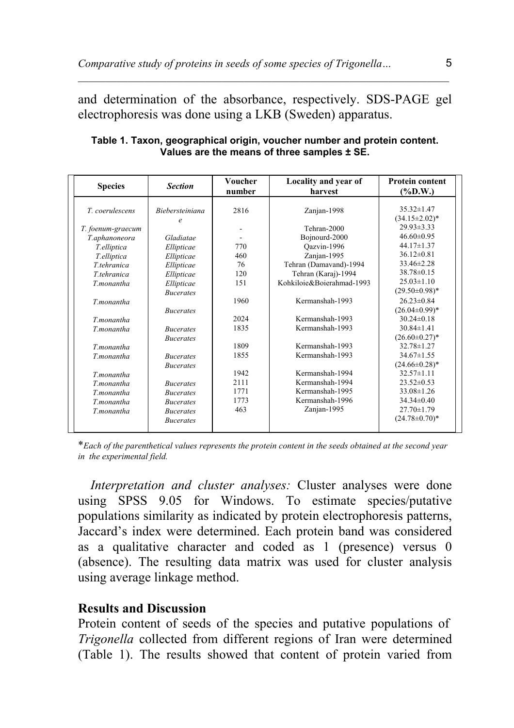and determination of the absorbance, respectively. SDS-PAGE gel electrophoresis was done using a LKB (Sweden) apparatus.

**Table 1. Taxon, geographical origin, voucher number and protein content. Values are the means of three samples ± SE.**

| Species | *Section* | Voucher number | Locality and year of harvest | Protein content (%D.W.) |
|---|---|---|---|---|
| *T. coerulescens* | *Biebersteinianae* | 2816 | Zanjan-1998 | 35.32±1.47 (34.15±2.02)* |
| *T. foenum-graecum* | | - | Tehran-2000 | 29.93±3.33 |
| *T.aphanoneora* | *Gladiatae* | - | Bojnourd-2000 | 46.60±0.95 |
| *T.elliptica* | *Ellipticae* | 770 | Qazvin-1996 | 44.17±1.37 |
| *T.elliptica* | *Ellipticae* | 460 | Zanjan-1995 | 36.12±0.81 |
| *T.tehranica* | *Ellipticae* | 76 | Tehran (Damavand)-1994 | 33.46±2.28 |
| *T.tehranica* | *Ellipticae* | 120 | Tehran (Karaj)-1994 | 38.78±0.15 |
| *T.monantha* | *Ellipticae* | 151 | Kohkiloie&Boierahmad-1993 | 25.03±1.10 (29.50±0.98)* |
| *T.monantha* | *Bucerates* | 1960 | Kermanshah-1993 | 26.23±0.84 (26.04±0.99)* |
| *T.monantha* | *Bucerates* | 2024 | Kermanshah-1993 | 30.24±0.18 |
| *T.monantha* | *Bucerates* | 1835 | Kermanshah-1993 | 30.84±1.41 (26.60±0.27)* |
| *T.monantha* | *Bucerates* | 1809 | Kermanshah-1993 | 32.78±1.27 |
| *T.monantha* | *Bucerates* | 1855 | Kermanshah-1993 | 34.67±1.55 (24.66±0.28)* |
| *T.monantha* | *Bucerates* | 1942 | Kermanshah-1994 | 32.57±1.11 |
| *T.monantha* | *Bucerates* | 2111 | Kermanshah-1994 | 23.52±0.53 |
| *T.monantha* | *Bucerates* | 1771 | Kermanshah-1995 | 33.08±1.26 |
| *T.monantha* | *Bucerates* | 1773 | Kermanshah-1996 | 34.34±0.40 |
| *T.monantha* | *Bucerates* | 463 | Zanjan-1995 | 27.70±1.79 (24.78±0.70)* |

*\*Each of the parenthetical values represents the protein content in the seeds obtained at the second year in the experimental field.*

*Interpretation and cluster analyses:* Cluster analyses were done using SPSS 9.05 for Windows. To estimate species/putative populations similarity as indicated by protein electrophoresis patterns, Jaccard's index were determined. Each protein band was considered as a qualitative character and coded as 1 (presence) versus 0 (absence). The resulting data matrix was used for cluster analysis using average linkage method.

## Results and Discussion

Protein content of seeds of the species and putative populations of *Trigonella* collected from different regions of Iran were determined (Table 1). The results showed that content of protein varied from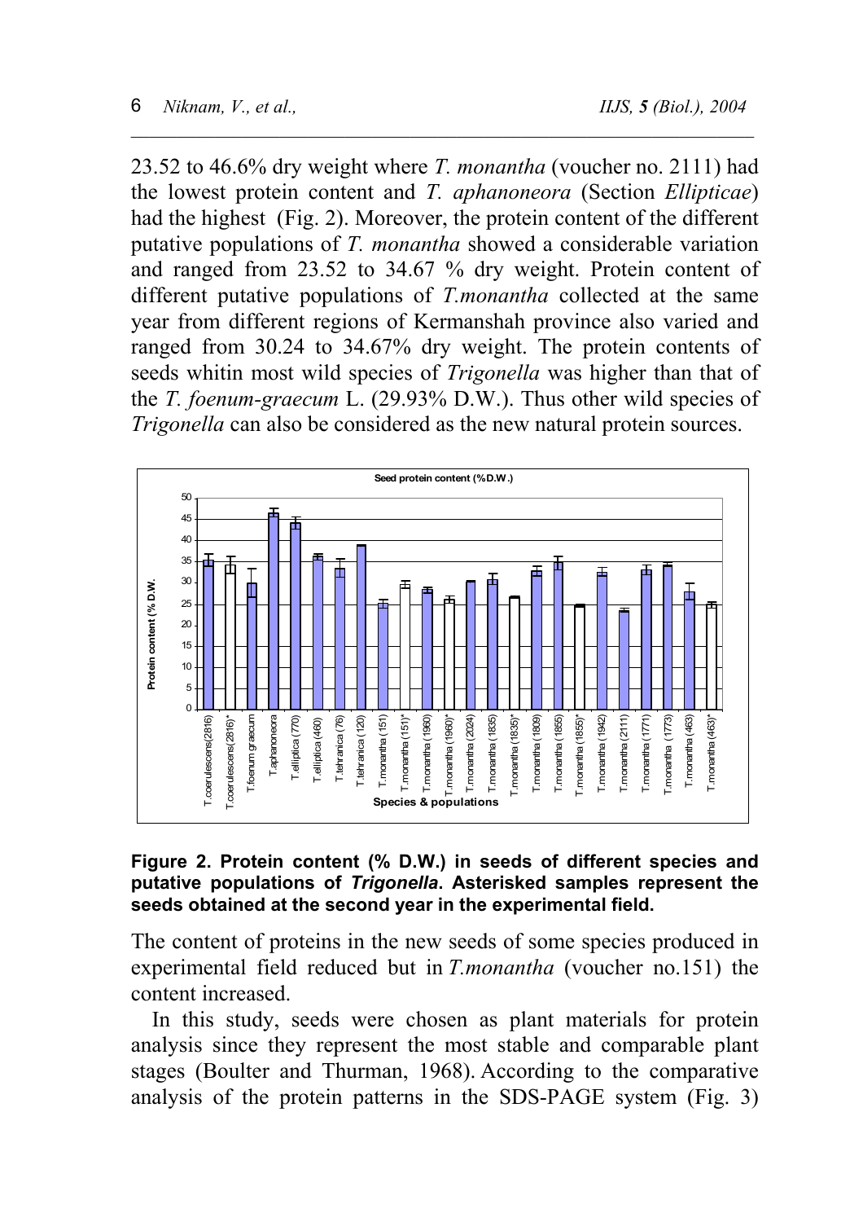23.52 to 46.6% dry weight where *T. monantha* (voucher no. 2111) had the lowest protein content and *T. aphanoneora* (Section *Ellipticae*) had the highest (Fig. 2). Moreover, the protein content of the different putative populations of *T. monantha* showed a considerable variation and ranged from 23.52 to 34.67 % dry weight. Protein content of different putative populations of *T.monantha* collected at the same year from different regions of Kermanshah province also varied and ranged from 30.24 to 34.67% dry weight. The protein contents of seeds whitin most wild species of *Trigonella* was higher than that of the *T. foenum-graecum* L. (29.93% D.W.). Thus other wild species of *Trigonella* can also be considered as the new natural protein sources.

**Figure 2. Protein content (% D.W.) in seeds of different species and putative populations of *Trigonella*. Asterisked samples represent the seeds obtained at the second year in the experimental field.**

The content of proteins in the new seeds of some species produced in experimental field reduced but in *T.monantha* (voucher no.151) the content increased.

In this study, seeds were chosen as plant materials for protein analysis since they represent the most stable and comparable plant stages (Boulter and Thurman, 1968). According to the comparative analysis of the protein patterns in the SDS-PAGE system (Fig. 3)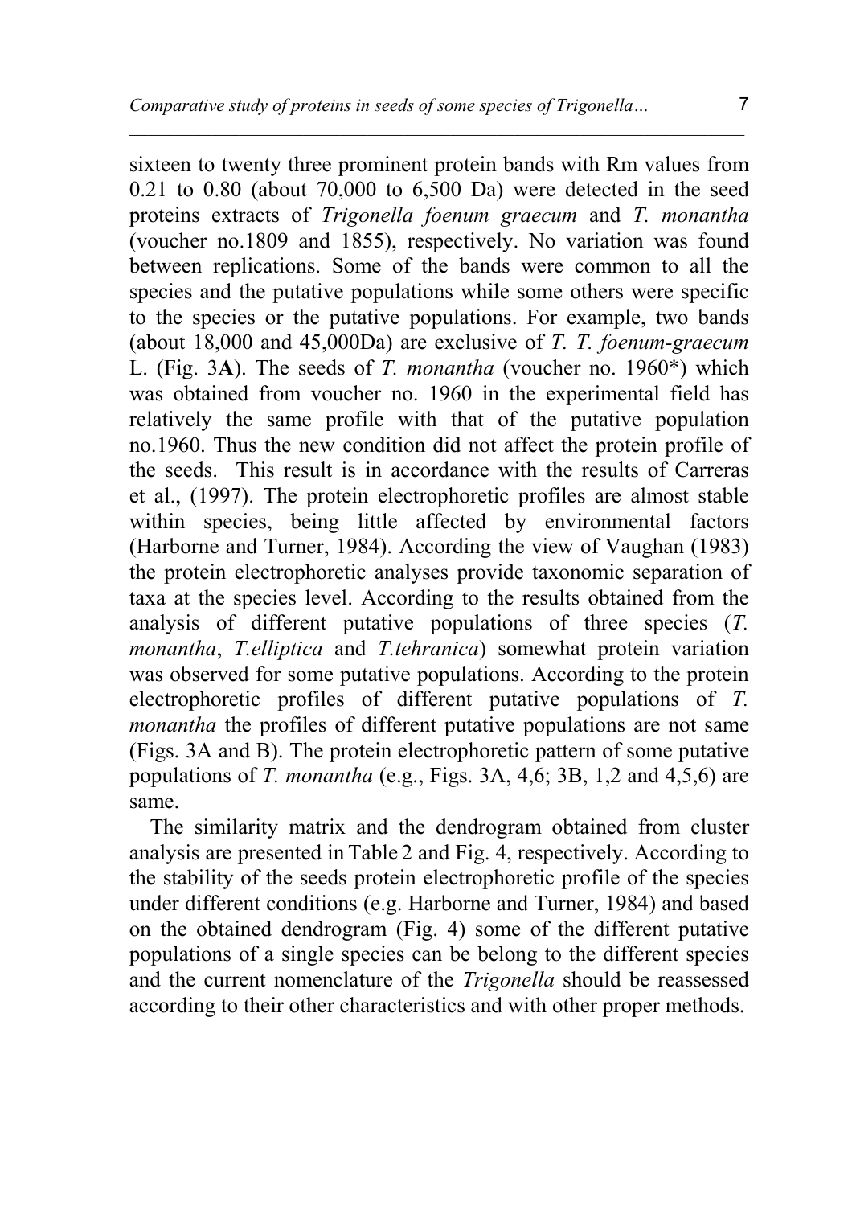sixteen to twenty three prominent protein bands with Rm values from 0.21 to 0.80 (about 70,000 to 6,500 Da) were detected in the seed proteins extracts of *Trigonella foenum graecum* and *T. monantha* (voucher no.1809 and 1855), respectively. No variation was found between replications. Some of the bands were common to all the species and the putative populations while some others were specific to the species or the putative populations. For example, two bands (about 18,000 and 45,000Da) are exclusive of *T. T. foenum-graecum* L. (Fig. 3**A**). The seeds of *T. monantha* (voucher no. 1960*) which was obtained from voucher no. 1960 in the experimental field has relatively the same profile with that of the putative population no.1960. Thus the new condition did not affect the protein profile of the seeds. This result is in accordance with the results of Carreras et al., (1997). The protein electrophoretic profiles are almost stable within species, being little affected by environmental factors (Harborne and Turner, 1984). According the view of Vaughan (1983) the protein electrophoretic analyses provide taxonomic separation of taxa at the species level. According to the results obtained from the analysis of different putative populations of three species (*T. monantha*, *T.elliptica* and *T.tehranica*) somewhat protein variation was observed for some putative populations. According to the protein electrophoretic profiles of different putative populations of *T. monantha* the profiles of different putative populations are not same (Figs. 3A and B). The protein electrophoretic pattern of some putative populations of *T. monantha* (e.g., Figs. 3A, 4,6; 3B, 1,2 and 4,5,6) are same.

The similarity matrix and the dendrogram obtained from cluster analysis are presented in Table 2 and Fig. 4, respectively. According to the stability of the seeds protein electrophoretic profile of the species under different conditions (e.g. Harborne and Turner, 1984) and based on the obtained dendrogram (Fig. 4) some of the different putative populations of a single species can be belong to the different species and the current nomenclature of the *Trigonella* should be reassessed according to their other characteristics and with other proper methods.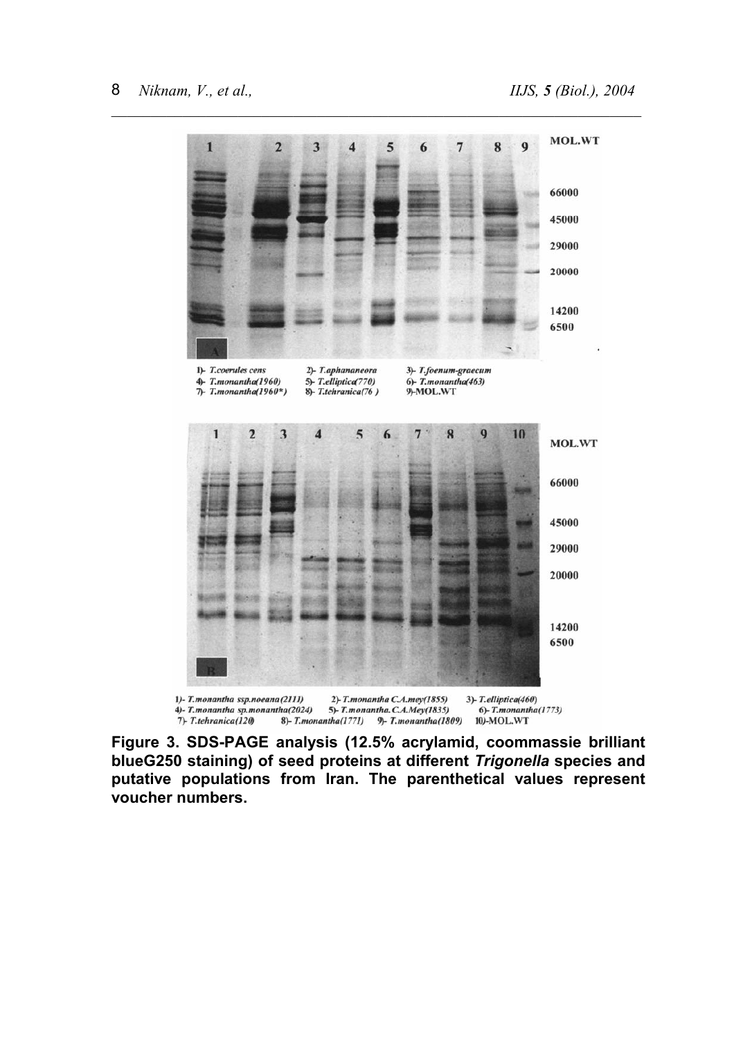MOL.WT

66000

45000

29000

20000

14200

6500

1)- *T.coerules cens* 2)- *T.aphananeora* 3)- *T.foenum-graecum*
4)- *T.monantha(1960)* 5)- *T.elliptica(770)* 6)- *T.monantha(463)*
7)- *T.monantha(1960*)* 8)- *T.tehranica(76 )* 9)-MOL.WT

MOL.WT

66000

45000

29000

20000

14200

6500

1)- *T.monantha ssp.noeana(2111)* 2)- *T.monantha C.A.mey(1855)* 3)- *T.elliptica(460)*
4)- *T.monantha sp.monantha(2024)* 5)- *T.monantha. C.A.Mey(1835)* 6)- *T.monantha(1773)*
7)- *T.tehranica(120)* 8)- *T.monantha(1771)* 9)- *T.monantha(1809)* 10)-MOL.WT

**Figure 3. SDS-PAGE analysis (12.5% acrylamid, coommassie brilliant blueG250 staining) of seed proteins at different *Trigonella* species and putative populations from Iran. The parenthetical values represent voucher numbers.**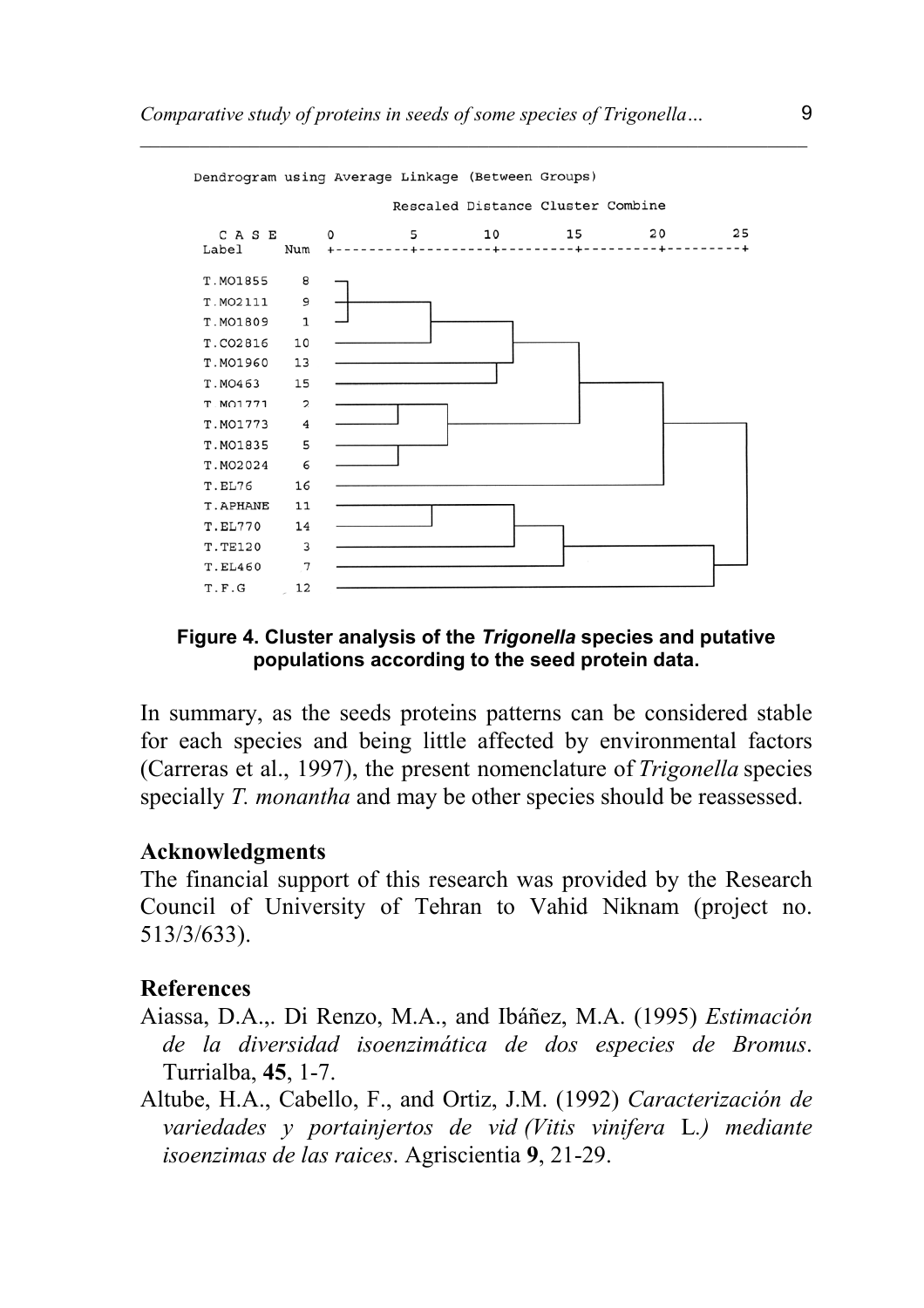```
Dendrogram using Average Linkage (Between Groups)

                         Rescaled Distance Cluster Combine

  C A S E      0         5        10        15        20        25
  Label     Num  +---------+---------+---------+---------+---------+

  T.MO1855    8
  T.MO2111    9
  T.MO1809    1
  T.CO2816   10
  T.MO1960   13
  T.MO463    15
  T.MO1771    2
  T.MO1773    4
  T.MO1835    5
  T.MO2024    6
  T.EL76     16
  T.APHANE   11
  T.EL770    14
  T.TE120     3
  T.EL460     7
  T.F.G      12
```

**Figure 4. Cluster analysis of the *Trigonella* species and putative populations according to the seed protein data.**

In summary, as the seeds proteins patterns can be considered stable for each species and being little affected by environmental factors (Carreras et al., 1997), the present nomenclature of *Trigonella* species specially *T. monantha* and may be other species should be reassessed.

### Acknowledgments

The financial support of this research was provided by the Research Council of University of Tehran to Vahid Niknam (project no. 513/3/633).

### References

- Aiassa, D.A.,. Di Renzo, M.A., and Ibáñez, M.A. (1995) *Estimación de la diversidad isoenzimática de dos especies de Bromus*. Turrialba, **45**, 1-7.
- Altube, H.A., Cabello, F., and Ortiz, J.M. (1992) *Caracterización de variedades y portainjertos de vid (Vitis vinifera* L.*) mediante isoenzimas de las raices*. Agriscientia **9**, 21-29.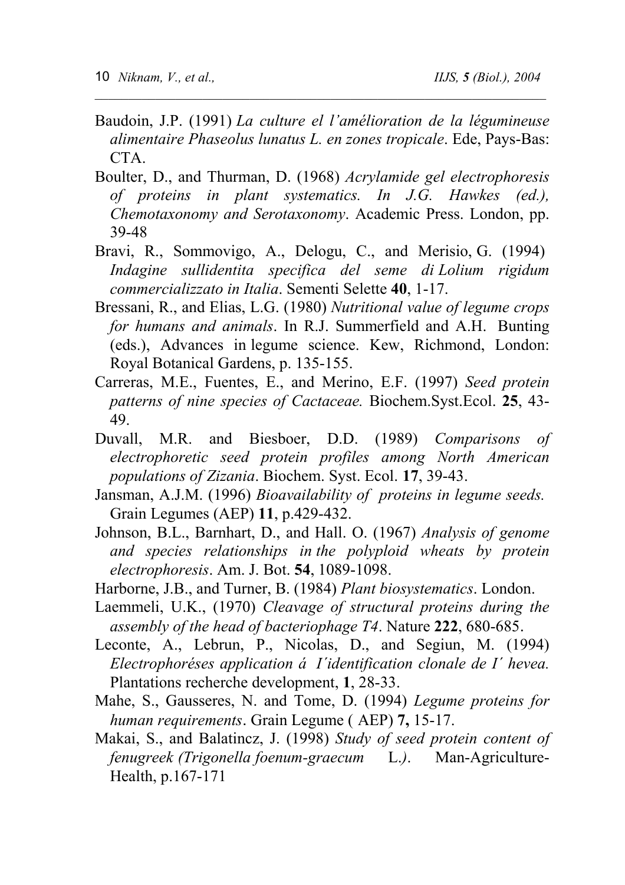Baudoin, J.P. (1991) *La culture el l'amélioration de la légumineuse alimentaire Phaseolus lunatus L. en zones tropicale*. Ede, Pays-Bas: CTA.

Boulter, D., and Thurman, D. (1968) *Acrylamide gel electrophoresis of proteins in plant systematics. In J.G. Hawkes (ed.), Chemotaxonomy and Serotaxonomy*. Academic Press. London, pp. 39-48

Bravi, R., Sommovigo, A., Delogu, C., and Merisio, G. (1994) *Indagine sullidentita specifica del seme di Lolium rigidum commercializzato in Italia*. Sementi Selette **40**, 1-17.

Bressani, R., and Elias, L.G. (1980) *Nutritional value of legume crops for humans and animals*. In R.J. Summerfield and A.H. Bunting (eds.), Advances in legume science. Kew, Richmond, London: Royal Botanical Gardens, p. 135-155.

Carreras, M.E., Fuentes, E., and Merino, E.F. (1997) *Seed protein patterns of nine species of Cactaceae.* Biochem.Syst.Ecol. **25**, 43-49.

Duvall, M.R. and Biesboer, D.D. (1989) *Comparisons of electrophoretic seed protein profiles among North American populations of Zizania*. Biochem. Syst. Ecol. **17**, 39-43.

Jansman, A.J.M. (1996) *Bioavailability of proteins in legume seeds.* Grain Legumes (AEP) **11**, p.429-432.

Johnson, B.L., Barnhart, D., and Hall. O. (1967) *Analysis of genome and species relationships in the polyploid wheats by protein electrophoresis*. Am. J. Bot. **54**, 1089-1098.

Harborne, J.B., and Turner, B. (1984) *Plant biosystematics*. London.

Laemmeli, U.K., (1970) *Cleavage of structural proteins during the assembly of the head of bacteriophage T4*. Nature **222**, 680-685.

Leconte, A., Lebrun, P., Nicolas, D., and Segiun, M. (1994) *Electrophoréses application á I´identification clonale de I´ hevea.* Plantations recherche development, **1**, 28-33.

Mahe, S., Gausseres, N. and Tome, D. (1994) *Legume proteins for human requirements*. Grain Legume ( AEP) **7,** 15-17.

Makai, S., and Balatincz, J. (1998) *Study of seed protein content of fenugreek (Trigonella foenum-graecum L.)*. Man-Agriculture-Health, p.167-171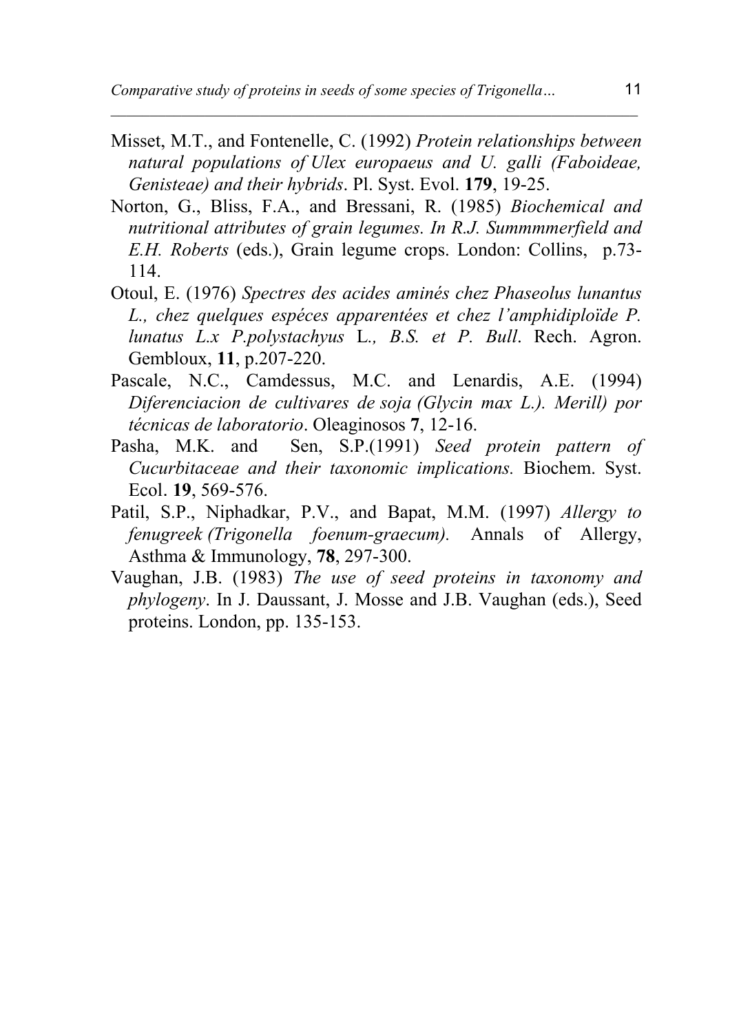Misset, M.T., and Fontenelle, C. (1992) *Protein relationships between natural populations of Ulex europaeus and U. galli (Faboideae, Genisteae) and their hybrids*. Pl. Syst. Evol. **179**, 19-25.

Norton, G., Bliss, F.A., and Bressani, R. (1985) *Biochemical and nutritional attributes of grain legumes. In R.J. Summmmerfield and E.H. Roberts* (eds.), Grain legume crops. London: Collins, p.73-114.

Otoul, E. (1976) *Spectres des acides aminés chez Phaseolus lunantus L., chez quelques espéces apparentées et chez l'amphidiploïde P. lunatus L.x P.polystachyus* L.*, B.S. et P. Bull*. Rech. Agron. Gembloux, **11**, p.207-220.

Pascale, N.C., Camdessus, M.C. and Lenardis, A.E. (1994) *Diferenciacion de cultivares de soja (Glycin max L.). Merill) por técnicas de laboratorio*. Oleaginosos **7**, 12-16.

Pasha, M.K. and Sen, S.P.(1991) *Seed protein pattern of Cucurbitaceae and their taxonomic implications*. Biochem. Syst. Ecol. **19**, 569-576.

Patil, S.P., Niphadkar, P.V., and Bapat, M.M. (1997) *Allergy to fenugreek (Trigonella foenum-graecum).* Annals of Allergy, Asthma & Immunology, **78**, 297-300.

Vaughan, J.B. (1983) *The use of seed proteins in taxonomy and phylogeny*. In J. Daussant, J. Mosse and J.B. Vaughan (eds.), Seed proteins. London, pp. 135-153.